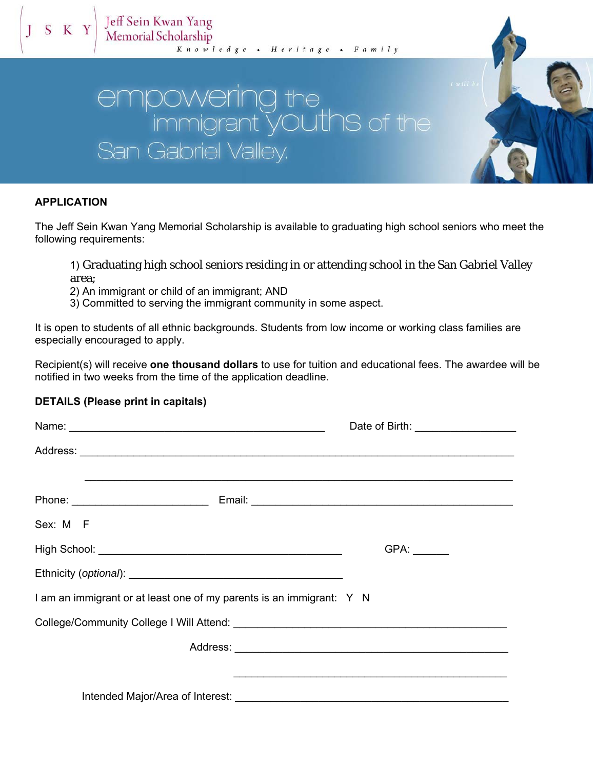J S K Y Jeff Sein Kwan Yang Memorial Scholarship

Knowledge • Heritage • Family

empowering the immigrant youths of the San Gabriel Valley.

## APPLICATION

The Jeff Sein Kwan Yang Memorial Scholarship is available to graduating high school seniors who meet the following requirements:

1) Graduating high school seniors residing in or attending school in the San Gabriel Valley area;
2) An immigrant or child of an immigrant; AND
3) Committed to serving the immigrant community in some aspect.

It is open to students of all ethnic backgrounds. Students from low income or working class families are especially encouraged to apply.

Recipient(s) will receive **one thousand dollars** to use for tuition and educational fees. The awardee will be notified in two weeks from the time of the application deadline.

## DETAILS (Please print in capitals)

Name: _____________________________________________ Date of Birth: _________________

Address: __________________________________________________________________________

__________________________________________________________________________

Phone: ______________________ Email: ______________________________________________

Sex: M F

High School: ___________________________________________ GPA: ______

Ethnicity (*optional*): ______________________________________

I am an immigrant or at least one of my parents is an immigrant: Y N

College/Community College I Will Attend: ________________________________________________

Address: ________________________________________________

________________________________________________

Intended Major/Area of Interest: ________________________________________________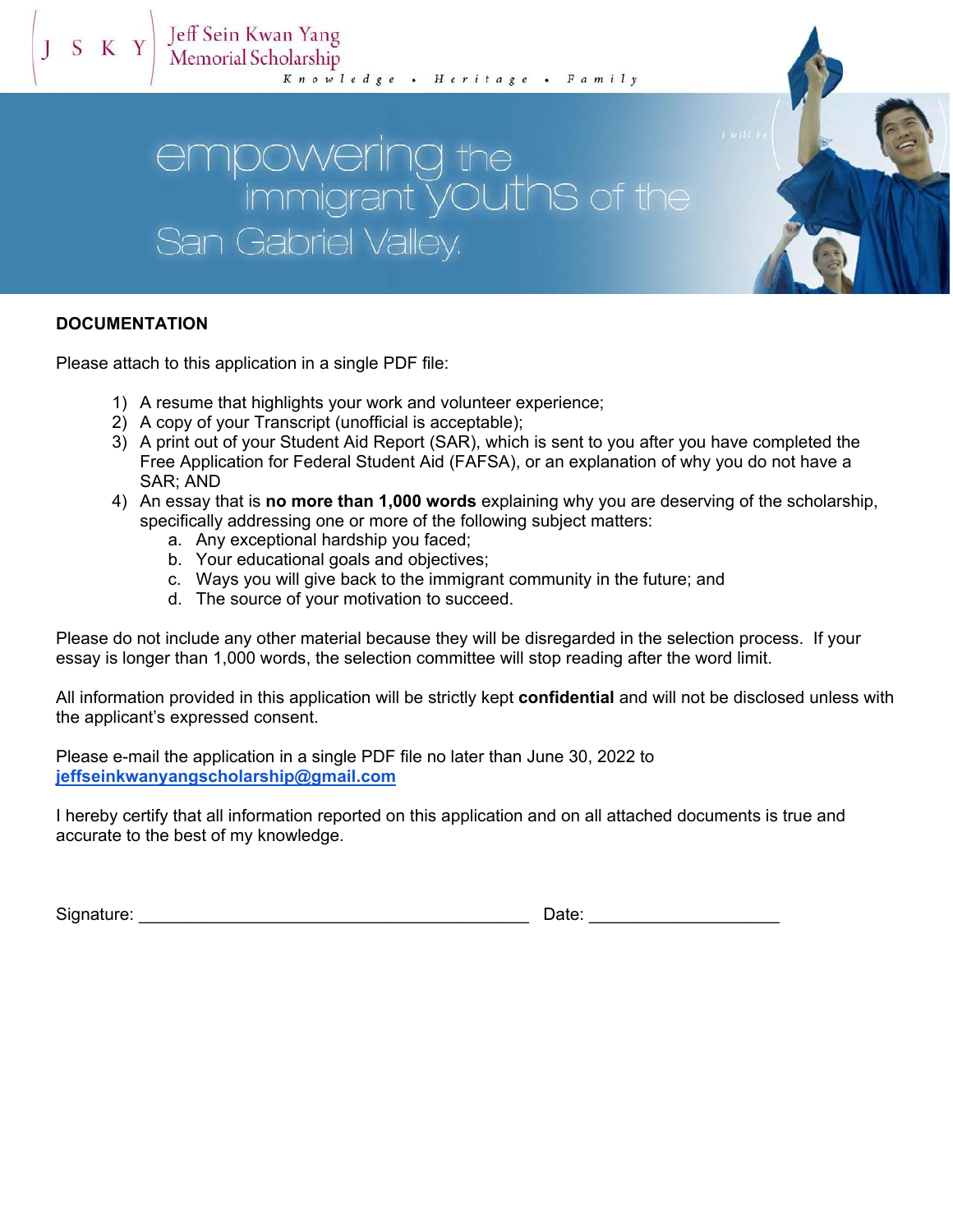J S K Y Jeff Sein Kwan Yang Memorial Scholarship

*Knowledge • Heritage • Family*

empowering the immigrant youths of the San Gabriel Valley.

## DOCUMENTATION

Please attach to this application in a single PDF file:

1) A resume that highlights your work and volunteer experience;
2) A copy of your Transcript (unofficial is acceptable);
3) A print out of your Student Aid Report (SAR), which is sent to you after you have completed the Free Application for Federal Student Aid (FAFSA), or an explanation of why you do not have a SAR; AND
4) An essay that is **no more than 1,000 words** explaining why you are deserving of the scholarship, specifically addressing one or more of the following subject matters:
   a. Any exceptional hardship you faced;
   b. Your educational goals and objectives;
   c. Ways you will give back to the immigrant community in the future; and
   d. The source of your motivation to succeed.

Please do not include any other material because they will be disregarded in the selection process. If your essay is longer than 1,000 words, the selection committee will stop reading after the word limit.

All information provided in this application will be strictly kept **confidential** and will not be disclosed unless with the applicant's expressed consent.

Please e-mail the application in a single PDF file no later than June 30, 2022 to **jeffseinkwanyangscholarship@gmail.com**

I hereby certify that all information reported on this application and on all attached documents is true and accurate to the best of my knowledge.

Signature: ________________________________________ Date: ____________________